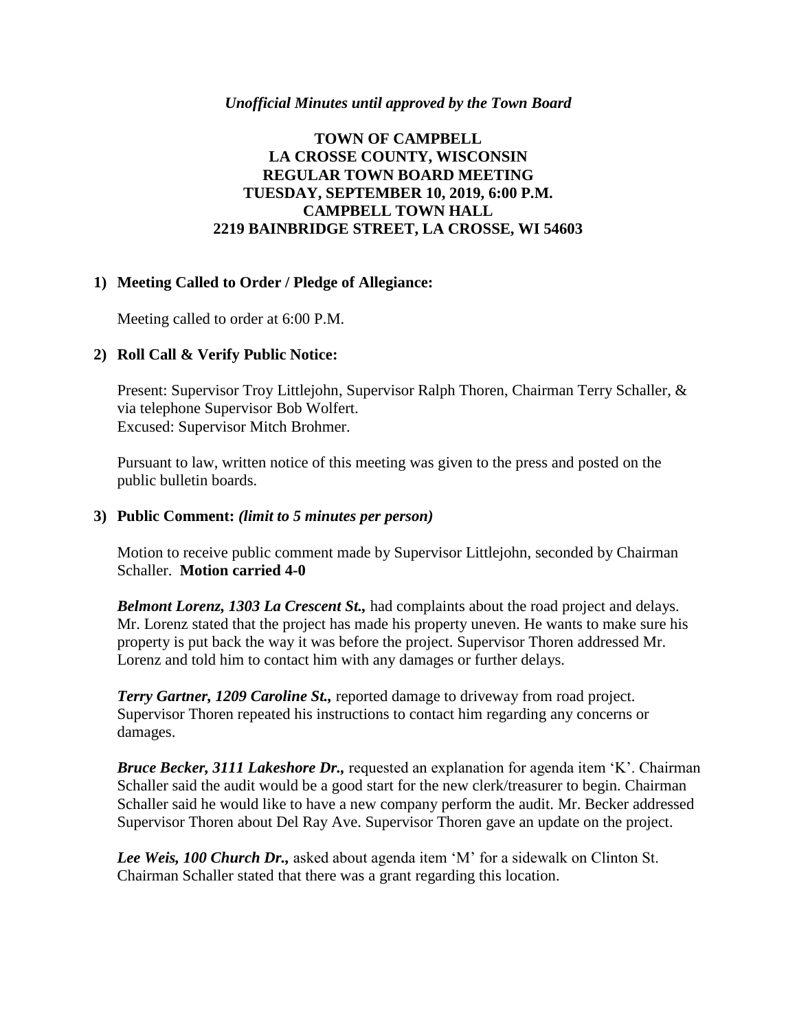*Unofficial Minutes until approved by the Town Board*

# TOWN OF CAMPBELL
# LA CROSSE COUNTY, WISCONSIN
# REGULAR TOWN BOARD MEETING
# TUESDAY, SEPTEMBER 10, 2019, 6:00 P.M.
# CAMPBELL TOWN HALL
# 2219 BAINBRIDGE STREET, LA CROSSE, WI 54603

**1) Meeting Called to Order / Pledge of Allegiance:**

Meeting called to order at 6:00 P.M.

**2) Roll Call & Verify Public Notice:**

Present: Supervisor Troy Littlejohn, Supervisor Ralph Thoren, Chairman Terry Schaller, & via telephone Supervisor Bob Wolfert.
Excused: Supervisor Mitch Brohmer.

Pursuant to law, written notice of this meeting was given to the press and posted on the public bulletin boards.

**3) Public Comment:** *(limit to 5 minutes per person)*

Motion to receive public comment made by Supervisor Littlejohn, seconded by Chairman Schaller. **Motion carried 4-0**

***Belmont Lorenz, 1303 La Crescent St.,*** had complaints about the road project and delays. Mr. Lorenz stated that the project has made his property uneven. He wants to make sure his property is put back the way it was before the project. Supervisor Thoren addressed Mr. Lorenz and told him to contact him with any damages or further delays.

***Terry Gartner, 1209 Caroline St.,*** reported damage to driveway from road project. Supervisor Thoren repeated his instructions to contact him regarding any concerns or damages.

***Bruce Becker, 3111 Lakeshore Dr.,*** requested an explanation for agenda item 'K'. Chairman Schaller said the audit would be a good start for the new clerk/treasurer to begin. Chairman Schaller said he would like to have a new company perform the audit. Mr. Becker addressed Supervisor Thoren about Del Ray Ave. Supervisor Thoren gave an update on the project.

***Lee Weis, 100 Church Dr.,*** asked about agenda item 'M' for a sidewalk on Clinton St. Chairman Schaller stated that there was a grant regarding this location.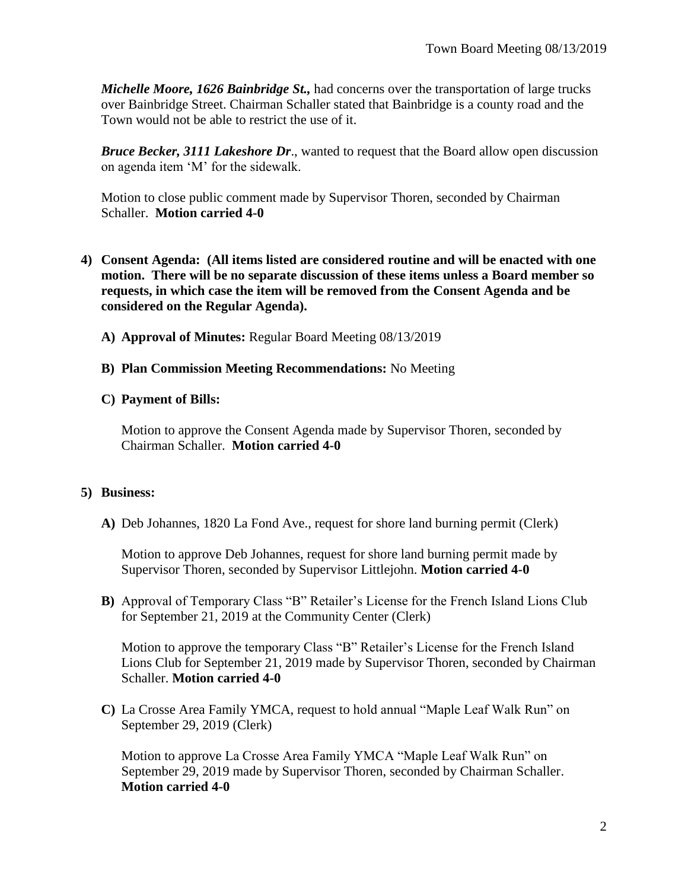***Michelle Moore, 1626 Bainbridge St.,*** had concerns over the transportation of large trucks over Bainbridge Street. Chairman Schaller stated that Bainbridge is a county road and the Town would not be able to restrict the use of it.

***Bruce Becker, 3111 Lakeshore Dr*.**, wanted to request that the Board allow open discussion on agenda item 'M' for the sidewalk.

Motion to close public comment made by Supervisor Thoren, seconded by Chairman Schaller. **Motion carried 4-0**

**4) Consent Agenda: (All items listed are considered routine and will be enacted with one motion. There will be no separate discussion of these items unless a Board member so requests, in which case the item will be removed from the Consent Agenda and be considered on the Regular Agenda).**

**A) Approval of Minutes:** Regular Board Meeting 08/13/2019

**B) Plan Commission Meeting Recommendations:** No Meeting

**C) Payment of Bills:**

Motion to approve the Consent Agenda made by Supervisor Thoren, seconded by Chairman Schaller. **Motion carried 4-0**

**5) Business:**

**A)** Deb Johannes, 1820 La Fond Ave., request for shore land burning permit (Clerk)

Motion to approve Deb Johannes, request for shore land burning permit made by Supervisor Thoren, seconded by Supervisor Littlejohn. **Motion carried 4-0**

**B)** Approval of Temporary Class "B" Retailer's License for the French Island Lions Club for September 21, 2019 at the Community Center (Clerk)

Motion to approve the temporary Class "B" Retailer's License for the French Island Lions Club for September 21, 2019 made by Supervisor Thoren, seconded by Chairman Schaller. **Motion carried 4-0**

**C)** La Crosse Area Family YMCA, request to hold annual "Maple Leaf Walk Run" on September 29, 2019 (Clerk)

Motion to approve La Crosse Area Family YMCA "Maple Leaf Walk Run" on September 29, 2019 made by Supervisor Thoren, seconded by Chairman Schaller. **Motion carried 4-0**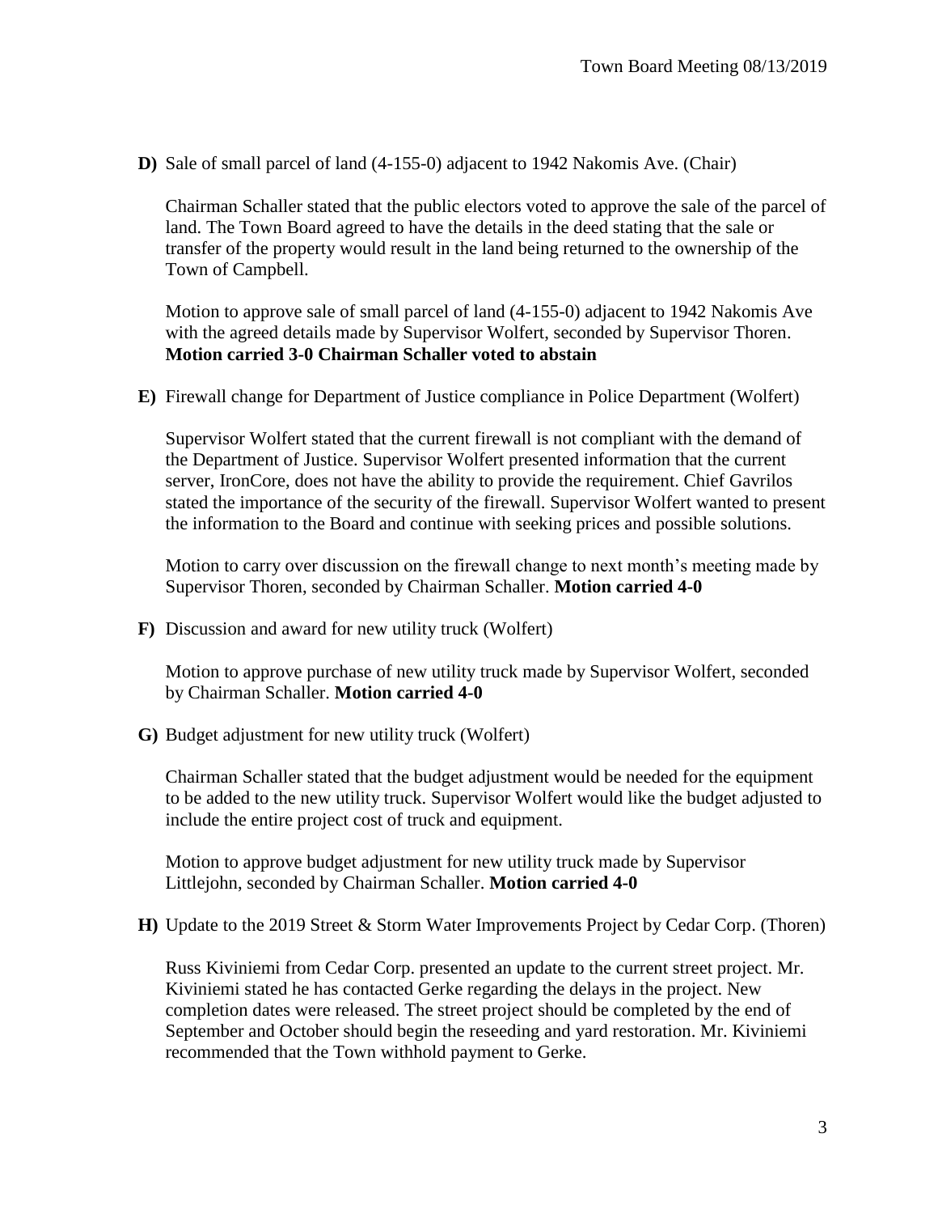**D)** Sale of small parcel of land (4-155-0) adjacent to 1942 Nakomis Ave. (Chair)

Chairman Schaller stated that the public electors voted to approve the sale of the parcel of land. The Town Board agreed to have the details in the deed stating that the sale or transfer of the property would result in the land being returned to the ownership of the Town of Campbell.

Motion to approve sale of small parcel of land (4-155-0) adjacent to 1942 Nakomis Ave with the agreed details made by Supervisor Wolfert, seconded by Supervisor Thoren. **Motion carried 3-0 Chairman Schaller voted to abstain**

**E)** Firewall change for Department of Justice compliance in Police Department (Wolfert)

Supervisor Wolfert stated that the current firewall is not compliant with the demand of the Department of Justice. Supervisor Wolfert presented information that the current server, IronCore, does not have the ability to provide the requirement. Chief Gavrilos stated the importance of the security of the firewall. Supervisor Wolfert wanted to present the information to the Board and continue with seeking prices and possible solutions.

Motion to carry over discussion on the firewall change to next month's meeting made by Supervisor Thoren, seconded by Chairman Schaller. **Motion carried 4-0**

**F)** Discussion and award for new utility truck (Wolfert)

Motion to approve purchase of new utility truck made by Supervisor Wolfert, seconded by Chairman Schaller. **Motion carried 4-0**

**G)** Budget adjustment for new utility truck (Wolfert)

Chairman Schaller stated that the budget adjustment would be needed for the equipment to be added to the new utility truck. Supervisor Wolfert would like the budget adjusted to include the entire project cost of truck and equipment.

Motion to approve budget adjustment for new utility truck made by Supervisor Littlejohn, seconded by Chairman Schaller. **Motion carried 4-0**

**H)** Update to the 2019 Street & Storm Water Improvements Project by Cedar Corp. (Thoren)

Russ Kiviniemi from Cedar Corp. presented an update to the current street project. Mr. Kiviniemi stated he has contacted Gerke regarding the delays in the project. New completion dates were released. The street project should be completed by the end of September and October should begin the reseeding and yard restoration. Mr. Kiviniemi recommended that the Town withhold payment to Gerke.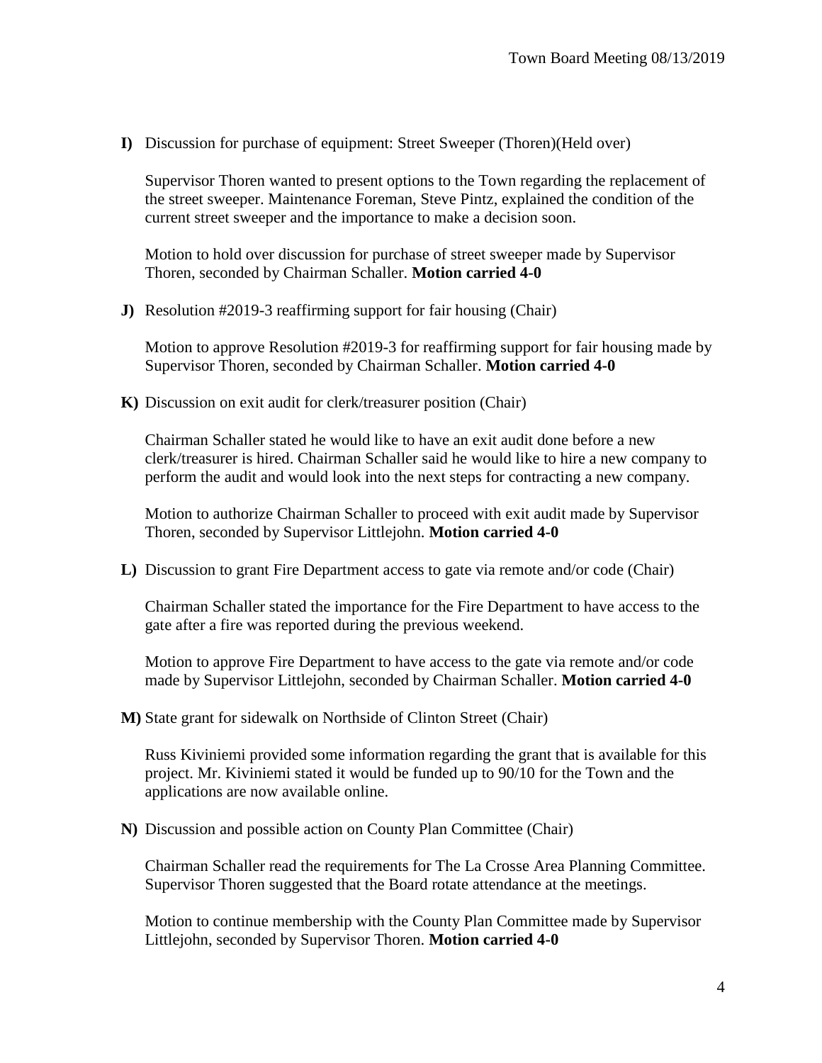**I)** Discussion for purchase of equipment: Street Sweeper (Thoren)(Held over)

Supervisor Thoren wanted to present options to the Town regarding the replacement of the street sweeper. Maintenance Foreman, Steve Pintz, explained the condition of the current street sweeper and the importance to make a decision soon.

Motion to hold over discussion for purchase of street sweeper made by Supervisor Thoren, seconded by Chairman Schaller. **Motion carried 4-0**

**J)** Resolution #2019-3 reaffirming support for fair housing (Chair)

Motion to approve Resolution #2019-3 for reaffirming support for fair housing made by Supervisor Thoren, seconded by Chairman Schaller. **Motion carried 4-0**

**K)** Discussion on exit audit for clerk/treasurer position (Chair)

Chairman Schaller stated he would like to have an exit audit done before a new clerk/treasurer is hired. Chairman Schaller said he would like to hire a new company to perform the audit and would look into the next steps for contracting a new company.

Motion to authorize Chairman Schaller to proceed with exit audit made by Supervisor Thoren, seconded by Supervisor Littlejohn. **Motion carried 4-0**

**L)** Discussion to grant Fire Department access to gate via remote and/or code (Chair)

Chairman Schaller stated the importance for the Fire Department to have access to the gate after a fire was reported during the previous weekend.

Motion to approve Fire Department to have access to the gate via remote and/or code made by Supervisor Littlejohn, seconded by Chairman Schaller. **Motion carried 4-0**

**M)** State grant for sidewalk on Northside of Clinton Street (Chair)

Russ Kiviniemi provided some information regarding the grant that is available for this project. Mr. Kiviniemi stated it would be funded up to 90/10 for the Town and the applications are now available online.

**N)** Discussion and possible action on County Plan Committee (Chair)

Chairman Schaller read the requirements for The La Crosse Area Planning Committee. Supervisor Thoren suggested that the Board rotate attendance at the meetings.

Motion to continue membership with the County Plan Committee made by Supervisor Littlejohn, seconded by Supervisor Thoren. **Motion carried 4-0**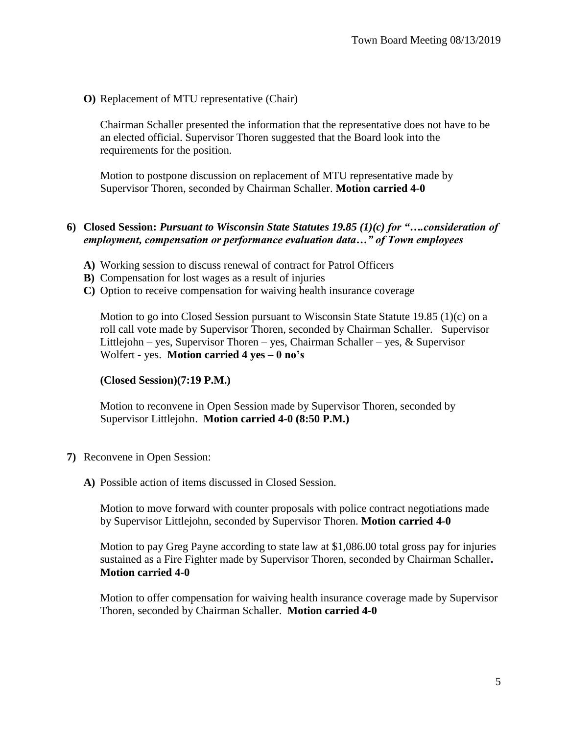**O)** Replacement of MTU representative (Chair)

Chairman Schaller presented the information that the representative does not have to be an elected official. Supervisor Thoren suggested that the Board look into the requirements for the position.

Motion to postpone discussion on replacement of MTU representative made by Supervisor Thoren, seconded by Chairman Schaller. **Motion carried 4-0**

**6) Closed Session:** ***Pursuant to Wisconsin State Statutes 19.85 (1)(c) for "….consideration of employment, compensation or performance evaluation data…" of Town employees***

**A)** Working session to discuss renewal of contract for Patrol Officers
**B)** Compensation for lost wages as a result of injuries
**C)** Option to receive compensation for waiving health insurance coverage

Motion to go into Closed Session pursuant to Wisconsin State Statute 19.85 (1)(c) on a roll call vote made by Supervisor Thoren, seconded by Chairman Schaller. Supervisor Littlejohn – yes, Supervisor Thoren – yes, Chairman Schaller – yes, & Supervisor Wolfert - yes. **Motion carried 4 yes – 0 no's**

**(Closed Session)(7:19 P.M.)**

Motion to reconvene in Open Session made by Supervisor Thoren, seconded by Supervisor Littlejohn. **Motion carried 4-0 (8:50 P.M.)**

**7)** Reconvene in Open Session:

**A)** Possible action of items discussed in Closed Session.

Motion to move forward with counter proposals with police contract negotiations made by Supervisor Littlejohn, seconded by Supervisor Thoren. **Motion carried 4-0**

Motion to pay Greg Payne according to state law at $1,086.00 total gross pay for injuries sustained as a Fire Fighter made by Supervisor Thoren, seconded by Chairman Schaller. **Motion carried 4-0**

Motion to offer compensation for waiving health insurance coverage made by Supervisor Thoren, seconded by Chairman Schaller. **Motion carried 4-0**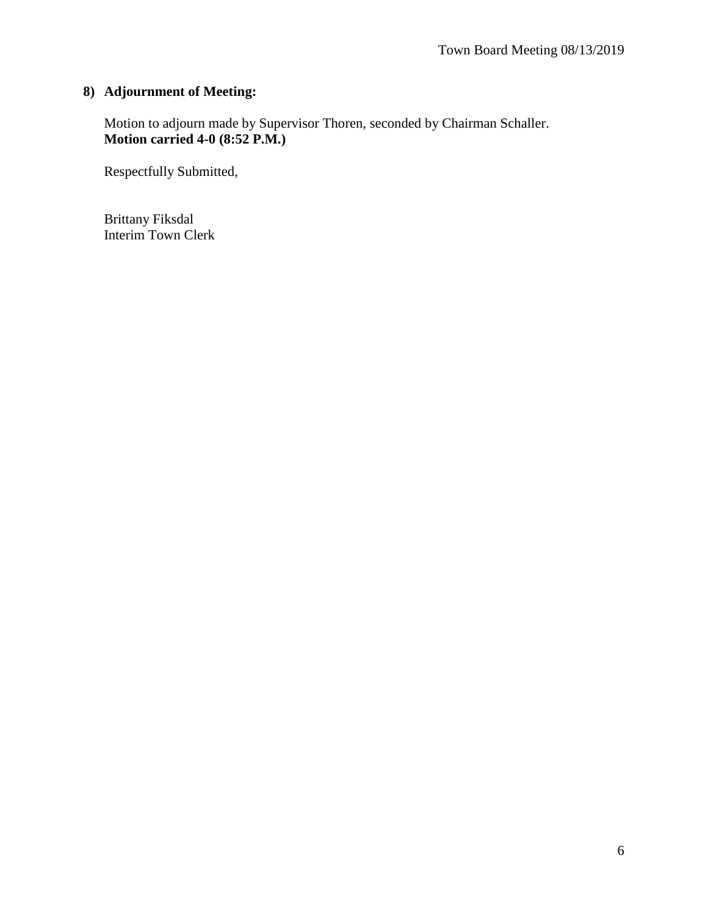## 8) Adjournment of Meeting:

Motion to adjourn made by Supervisor Thoren, seconded by Chairman Schaller.
**Motion carried 4-0 (8:52 P.M.)**

Respectfully Submitted,

Brittany Fiksdal
Interim Town Clerk